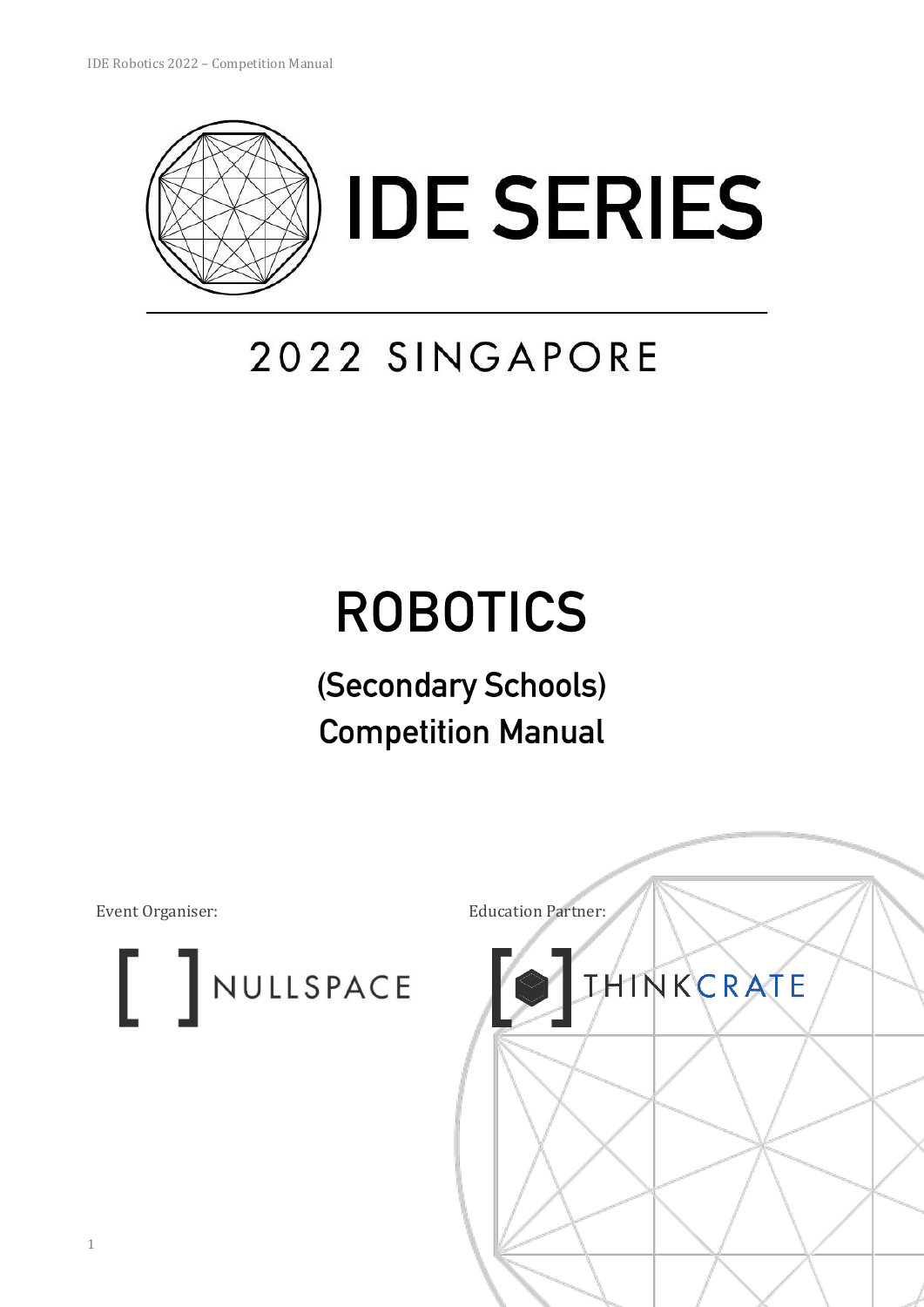# IDE SERIES

## 2022 SINGAPORE

# ROBOTICS

## (Secondary Schools)
## Competition Manual

Event Organiser:

NULLSPACE

Education Partner:

THINKCRATE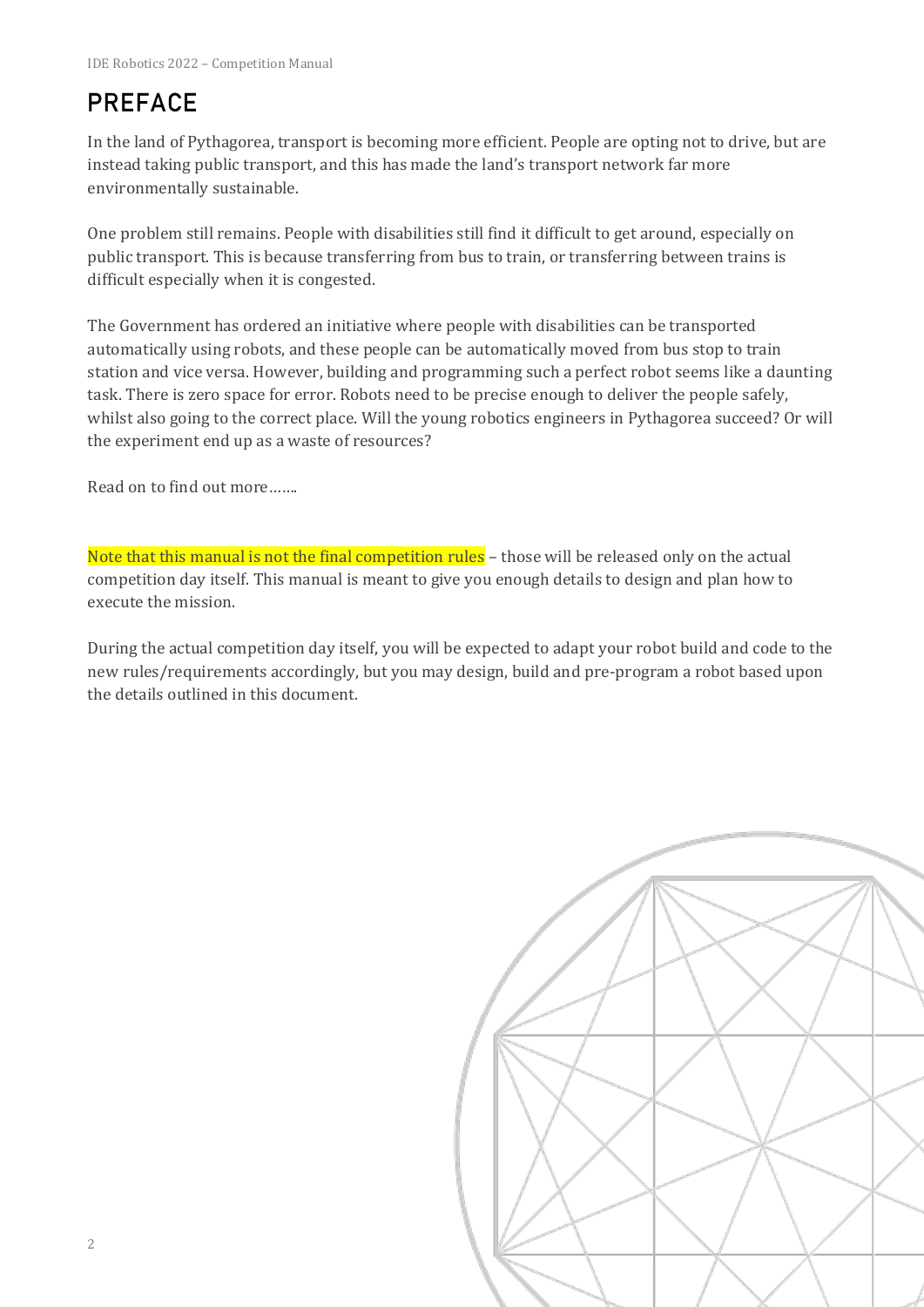# PREFACE

In the land of Pythagorea, transport is becoming more efficient. People are opting not to drive, but are instead taking public transport, and this has made the land's transport network far more environmentally sustainable.

One problem still remains. People with disabilities still find it difficult to get around, especially on public transport. This is because transferring from bus to train, or transferring between trains is difficult especially when it is congested.

The Government has ordered an initiative where people with disabilities can be transported automatically using robots, and these people can be automatically moved from bus stop to train station and vice versa. However, building and programming such a perfect robot seems like a daunting task. There is zero space for error. Robots need to be precise enough to deliver the people safely, whilst also going to the correct place. Will the young robotics engineers in Pythagorea succeed? Or will the experiment end up as a waste of resources?

Read on to find out more…….

Note that this manual is not the final competition rules – those will be released only on the actual competition day itself. This manual is meant to give you enough details to design and plan how to execute the mission.

During the actual competition day itself, you will be expected to adapt your robot build and code to the new rules/requirements accordingly, but you may design, build and pre-program a robot based upon the details outlined in this document.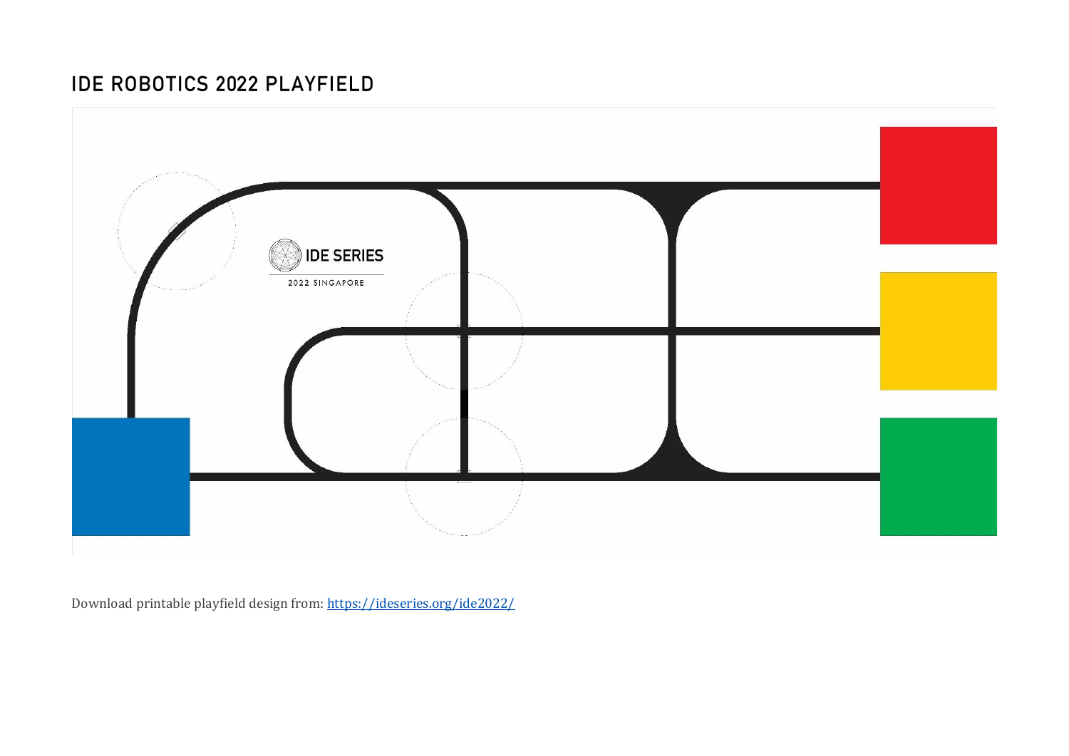# IDE ROBOTICS 2022 PLAYFIELD

IDE SERIES

2022 SINGAPORE

Download printable playfield design from: [https://ideseries.org/ide2022/](https://ideseries.org/ide2022/)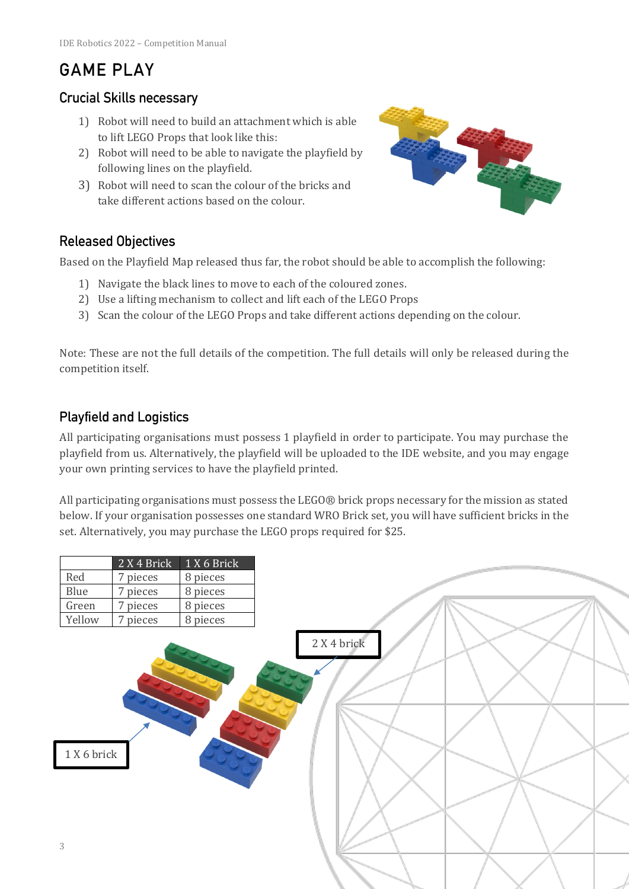# GAME PLAY

## Crucial Skills necessary

1) Robot will need to build an attachment which is able to lift LEGO Props that look like this:
2) Robot will need to be able to navigate the playfield by following lines on the playfield.
3) Robot will need to scan the colour of the bricks and take different actions based on the colour.

## Released Objectives

Based on the Playfield Map released thus far, the robot should be able to accomplish the following:

1) Navigate the black lines to move to each of the coloured zones.
2) Use a lifting mechanism to collect and lift each of the LEGO Props
3) Scan the colour of the LEGO Props and take different actions depending on the colour.

Note: These are not the full details of the competition. The full details will only be released during the competition itself.

## Playfield and Logistics

All participating organisations must possess 1 playfield in order to participate. You may purchase the playfield from us. Alternatively, the playfield will be uploaded to the IDE website, and you may engage your own printing services to have the playfield printed.

All participating organisations must possess the LEGO® brick props necessary for the mission as stated below. If your organisation possesses one standard WRO Brick set, you will have sufficient bricks in the set. Alternatively, you may purchase the LEGO props required for $25.

| | 2 X 4 Brick | 1 X 6 Brick |
|---|---|---|
| Red | 7 pieces | 8 pieces |
| Blue | 7 pieces | 8 pieces |
| Green | 7 pieces | 8 pieces |
| Yellow | 7 pieces | 8 pieces |

2 X 4 brick

1 X 6 brick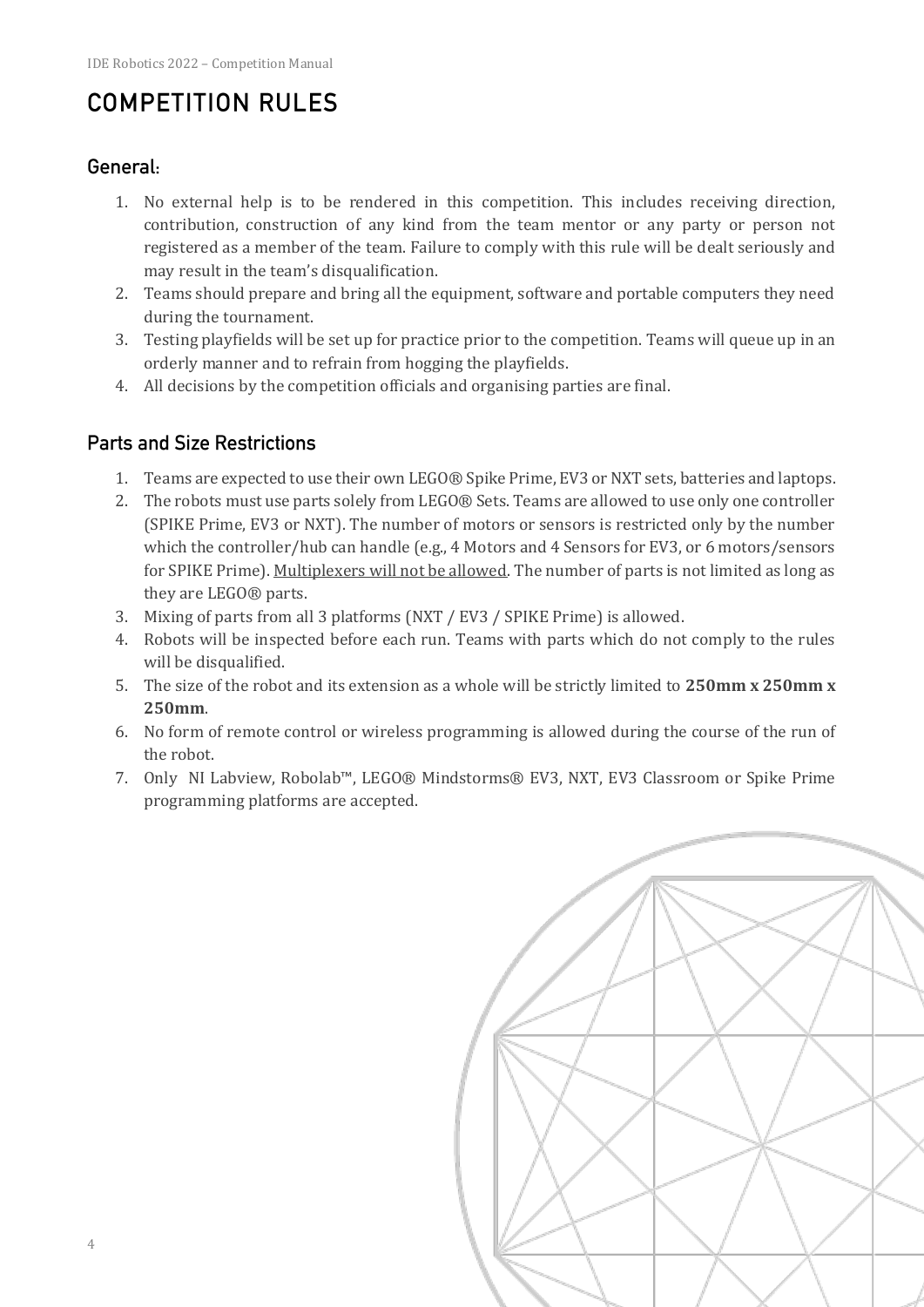# COMPETITION RULES

## General:

1. No external help is to be rendered in this competition. This includes receiving direction, contribution, construction of any kind from the team mentor or any party or person not registered as a member of the team. Failure to comply with this rule will be dealt seriously and may result in the team's disqualification.
2. Teams should prepare and bring all the equipment, software and portable computers they need during the tournament.
3. Testing playfields will be set up for practice prior to the competition. Teams will queue up in an orderly manner and to refrain from hogging the playfields.
4. All decisions by the competition officials and organising parties are final.

## Parts and Size Restrictions

1. Teams are expected to use their own LEGO® Spike Prime, EV3 or NXT sets, batteries and laptops.
2. The robots must use parts solely from LEGO® Sets. Teams are allowed to use only one controller (SPIKE Prime, EV3 or NXT). The number of motors or sensors is restricted only by the number which the controller/hub can handle (e.g., 4 Motors and 4 Sensors for EV3, or 6 motors/sensors for SPIKE Prime). <u>Multiplexers will not be allowed</u>. The number of parts is not limited as long as they are LEGO® parts.
3. Mixing of parts from all 3 platforms (NXT / EV3 / SPIKE Prime) is allowed.
4. Robots will be inspected before each run. Teams with parts which do not comply to the rules will be disqualified.
5. The size of the robot and its extension as a whole will be strictly limited to **250mm x 250mm x 250mm**.
6. No form of remote control or wireless programming is allowed during the course of the run of the robot.
7. Only NI Labview, Robolab™, LEGO® Mindstorms® EV3, NXT, EV3 Classroom or Spike Prime programming platforms are accepted.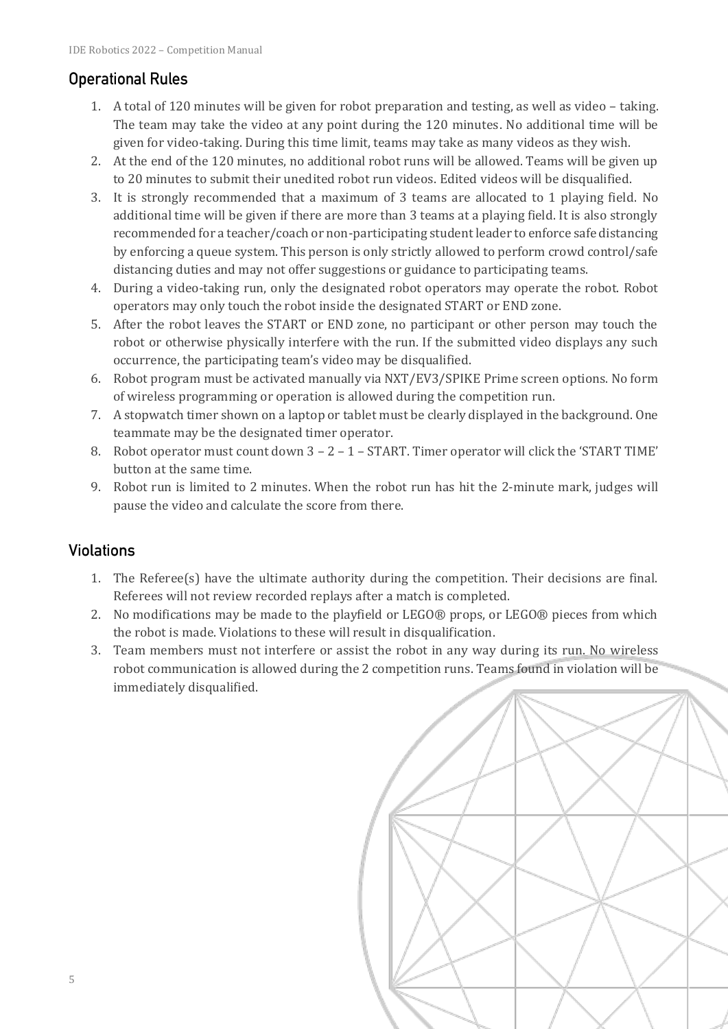## Operational Rules

1. A total of 120 minutes will be given for robot preparation and testing, as well as video – taking. The team may take the video at any point during the 120 minutes. No additional time will be given for video-taking. During this time limit, teams may take as many videos as they wish.
2. At the end of the 120 minutes, no additional robot runs will be allowed. Teams will be given up to 20 minutes to submit their unedited robot run videos. Edited videos will be disqualified.
3. It is strongly recommended that a maximum of 3 teams are allocated to 1 playing field. No additional time will be given if there are more than 3 teams at a playing field. It is also strongly recommended for a teacher/coach or non-participating student leader to enforce safe distancing by enforcing a queue system. This person is only strictly allowed to perform crowd control/safe distancing duties and may not offer suggestions or guidance to participating teams.
4. During a video-taking run, only the designated robot operators may operate the robot. Robot operators may only touch the robot inside the designated START or END zone.
5. After the robot leaves the START or END zone, no participant or other person may touch the robot or otherwise physically interfere with the run. If the submitted video displays any such occurrence, the participating team's video may be disqualified.
6. Robot program must be activated manually via NXT/EV3/SPIKE Prime screen options. No form of wireless programming or operation is allowed during the competition run.
7. A stopwatch timer shown on a laptop or tablet must be clearly displayed in the background. One teammate may be the designated timer operator.
8. Robot operator must count down 3 – 2 – 1 – START. Timer operator will click the 'START TIME' button at the same time.
9. Robot run is limited to 2 minutes. When the robot run has hit the 2-minute mark, judges will pause the video and calculate the score from there.

## Violations

1. The Referee(s) have the ultimate authority during the competition. Their decisions are final. Referees will not review recorded replays after a match is completed.
2. No modifications may be made to the playfield or LEGO® props, or LEGO® pieces from which the robot is made. Violations to these will result in disqualification.
3. Team members must not interfere or assist the robot in any way during its run. No wireless robot communication is allowed during the 2 competition runs. Teams found in violation will be immediately disqualified.